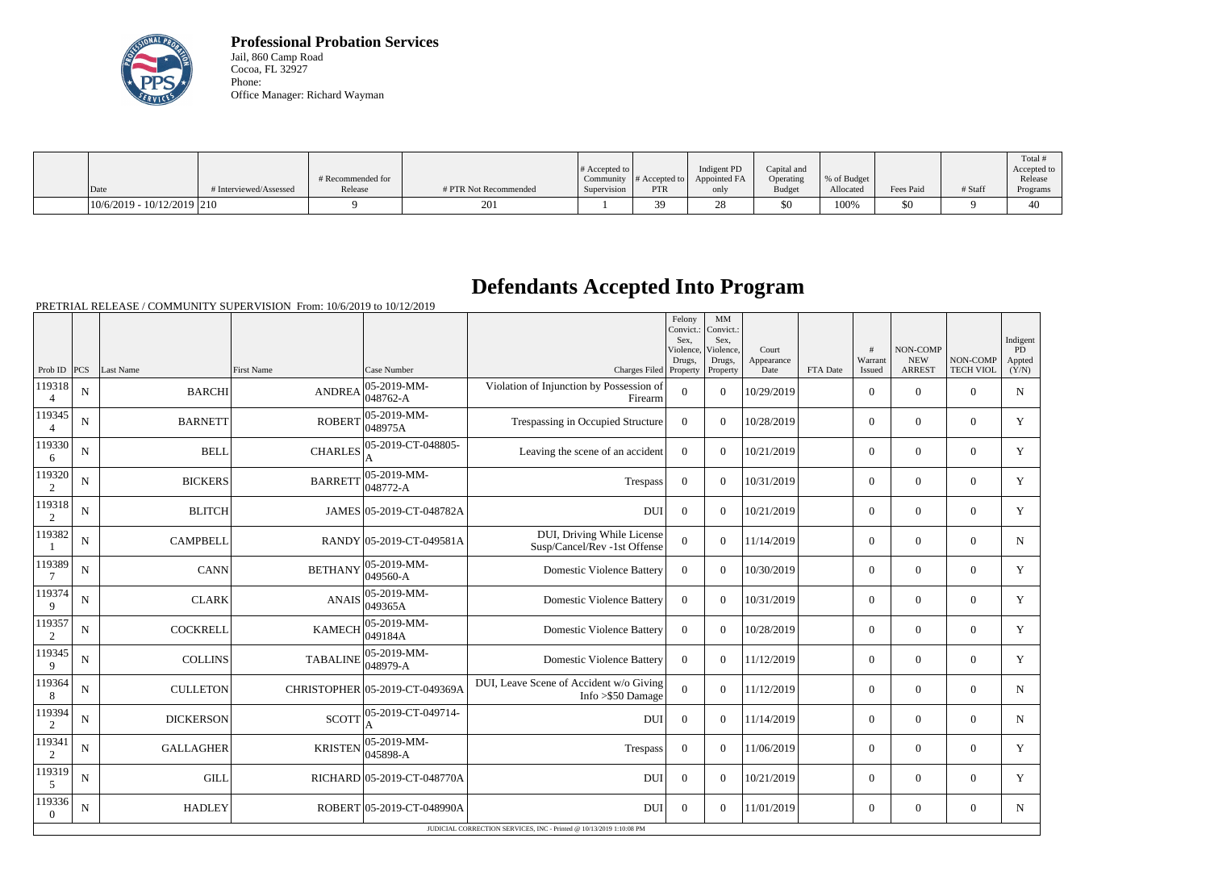**Professional Probation Services**
Jail, 860 Camp Road
Cocoa, FL 32927
Phone:
Office Manager: Richard Wayman

| Date | # Interviewed/Assessed | # Recommended for Release | # PTR Not Recommended | # Accepted to Community Supervision | # Accepted to PTR | Indigent PD Appointed FA only | Capital and Operating Budget | % of Budget Allocated | Fees Paid | # Staff | Total # Accepted to Release Programs |
|---|---|---|---|---|---|---|---|---|---|---|---|
| 10/6/2019 - 10/12/2019 | 210 | 9 | 201 | 1 | 39 | 28 | $0 | 100% | $0 | 9 | 40 |

# Defendants Accepted Into Program

PRETRIAL RELEASE / COMMUNITY SUPERVISION From: 10/6/2019 to 10/12/2019

| Prob ID | PCS | Last Name | First Name | Case Number | Charges Filed | Felony Convict.: Sex, Violence, Drugs, Property | MM Convict.: Sex, Violence, Drugs, Property | Court Appearance Date | FTA Date | # Warrant Issued | NON-COMP NEW ARREST | NON-COMP TECH VIOL | Indigent PD Appted (Y/N) |
|---|---|---|---|---|---|---|---|---|---|---|---|---|---|
| 1193184 | N | BARCHI | ANDREA | 05-2019-MM-048762-A | Violation of Injunction by Possession of Firearm | 0 | 0 | 10/29/2019 | | 0 | 0 | 0 | N |
| 1193454 | N | BARNETT | ROBERT | 05-2019-MM-048975A | Trespassing in Occupied Structure | 0 | 0 | 10/28/2019 | | 0 | 0 | 0 | Y |
| 1193306 | N | BELL | CHARLES | 05-2019-CT-048805-A | Leaving the scene of an accident | 0 | 0 | 10/21/2019 | | 0 | 0 | 0 | Y |
| 1193202 | N | BICKERS | BARRETT | 05-2019-MM-048772-A | Trespass | 0 | 0 | 10/31/2019 | | 0 | 0 | 0 | Y |
| 1193182 | N | BLITCH | JAMES | 05-2019-CT-048782A | DUI | 0 | 0 | 10/21/2019 | | 0 | 0 | 0 | Y |
| 1193821 | N | CAMPBELL | RANDY | 05-2019-CT-049581A | DUI, Driving While License Susp/Cancel/Rev -1st Offense | 0 | 0 | 11/14/2019 | | 0 | 0 | 0 | N |
| 1193897 | N | CANN | BETHANY | 05-2019-MM-049560-A | Domestic Violence Battery | 0 | 0 | 10/30/2019 | | 0 | 0 | 0 | Y |
| 1193749 | N | CLARK | ANAIS | 05-2019-MM-049365A | Domestic Violence Battery | 0 | 0 | 10/31/2019 | | 0 | 0 | 0 | Y |
| 1193572 | N | COCKRELL | KAMECH | 05-2019-MM-049184A | Domestic Violence Battery | 0 | 0 | 10/28/2019 | | 0 | 0 | 0 | Y |
| 1193459 | N | COLLINS | TABALINE | 05-2019-MM-048979-A | Domestic Violence Battery | 0 | 0 | 11/12/2019 | | 0 | 0 | 0 | Y |
| 1193648 | N | CULLETON | CHRISTOPHER | 05-2019-CT-049369A | DUI, Leave Scene of Accident w/o Giving Info >$50 Damage | 0 | 0 | 11/12/2019 | | 0 | 0 | 0 | N |
| 1193942 | N | DICKERSON | SCOTT | 05-2019-CT-049714-A | DUI | 0 | 0 | 11/14/2019 | | 0 | 0 | 0 | N |
| 1193412 | N | GALLAGHER | KRISTEN | 05-2019-MM-045898-A | Trespass | 0 | 0 | 11/06/2019 | | 0 | 0 | 0 | Y |
| 1193195 | N | GILL | RICHARD | 05-2019-CT-048770A | DUI | 0 | 0 | 10/21/2019 | | 0 | 0 | 0 | Y |
| 1193360 | N | HADLEY | ROBERT | 05-2019-CT-048990A | DUI | 0 | 0 | 11/01/2019 | | 0 | 0 | 0 | N |

JUDICIAL CORRECTION SERVICES, INC - Printed @ 10/13/2019 1:10:08 PM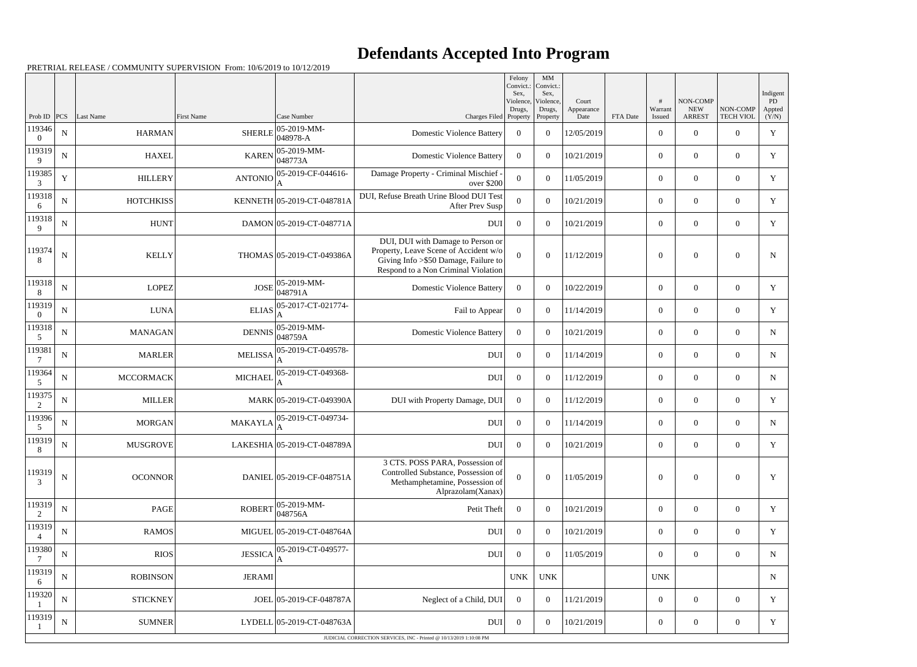# Defendants Accepted Into Program

PRETRIAL RELEASE / COMMUNITY SUPERVISION From: 10/6/2019 to 10/12/2019

| Prob ID | PCS | Last Name | First Name | Case Number | Charges Filed | Felony Convict.: Sex, Violence, Drugs, Property | MM Convict.: Sex, Violence, Drugs, Property | Court Appearance Date | FTA Date | # Warrant Issued | NON-COMP NEW ARREST | NON-COMP TECH VIOL | Indigent PD Appted (Y/N) |
|---|---|---|---|---|---|---|---|---|---|---|---|---|---|
| 1193460 | N | HARMAN | SHERLE | 05-2019-MM-048978-A | Domestic Violence Battery | 0 | 0 | 12/05/2019 | | 0 | 0 | 0 | Y |
| 1193199 | N | HAXEL | KAREN | 05-2019-MM-048773A | Domestic Violence Battery | 0 | 0 | 10/21/2019 | | 0 | 0 | 0 | Y |
| 1193853 | Y | HILLERY | ANTONIO | 05-2019-CF-044616-A | Damage Property - Criminal Mischief - over $200 | 0 | 0 | 11/05/2019 | | 0 | 0 | 0 | Y |
| 1193186 | N | HOTCHKISS | KENNETH | 05-2019-CT-048781A | DUI, Refuse Breath Urine Blood DUI Test After Prev Susp | 0 | 0 | 10/21/2019 | | 0 | 0 | 0 | Y |
| 1193189 | N | HUNT | DAMON | 05-2019-CT-048771A | DUI | 0 | 0 | 10/21/2019 | | 0 | 0 | 0 | Y |
| 1193748 | N | KELLY | THOMAS | 05-2019-CT-049386A | DUI, DUI with Damage to Person or Property, Leave Scene of Accident w/o Giving Info >$50 Damage, Failure to Respond to a Non Criminal Violation | 0 | 0 | 11/12/2019 | | 0 | 0 | 0 | N |
| 1193188 | N | LOPEZ | JOSE | 05-2019-MM-048791A | Domestic Violence Battery | 0 | 0 | 10/22/2019 | | 0 | 0 | 0 | Y |
| 1193190 | N | LUNA | ELIAS | 05-2017-CT-021774-A | Fail to Appear | 0 | 0 | 11/14/2019 | | 0 | 0 | 0 | Y |
| 1193185 | N | MANAGAN | DENNIS | 05-2019-MM-048759A | Domestic Violence Battery | 0 | 0 | 10/21/2019 | | 0 | 0 | 0 | N |
| 1193817 | N | MARLER | MELISSA | 05-2019-CT-049578-A | DUI | 0 | 0 | 11/14/2019 | | 0 | 0 | 0 | N |
| 1193645 | N | MCCORMACK | MICHAEL | 05-2019-CT-049368-A | DUI | 0 | 0 | 11/12/2019 | | 0 | 0 | 0 | N |
| 1193752 | N | MILLER | MARK | 05-2019-CT-049390A | DUI with Property Damage, DUI | 0 | 0 | 11/12/2019 | | 0 | 0 | 0 | Y |
| 1193965 | N | MORGAN | MAKAYLA | 05-2019-CT-049734-A | DUI | 0 | 0 | 11/14/2019 | | 0 | 0 | 0 | N |
| 1193198 | N | MUSGROVE | LAKESHIA | 05-2019-CT-048789A | DUI | 0 | 0 | 10/21/2019 | | 0 | 0 | 0 | Y |
| 1193193 | N | OCONNOR | DANIEL | 05-2019-CF-048751A | 3 CTS. POSS PARA, Possession of Controlled Substance, Possession of Methamphetamine, Possession of Alprazolam(Xanax) | 0 | 0 | 11/05/2019 | | 0 | 0 | 0 | Y |
| 1193192 | N | PAGE | ROBERT | 05-2019-MM-048756A | Petit Theft | 0 | 0 | 10/21/2019 | | 0 | 0 | 0 | Y |
| 1193194 | N | RAMOS | MIGUEL | 05-2019-CT-048764A | DUI | 0 | 0 | 10/21/2019 | | 0 | 0 | 0 | Y |
| 1193807 | N | RIOS | JESSICA | 05-2019-CT-049577-A | DUI | 0 | 0 | 11/05/2019 | | 0 | 0 | 0 | N |
| 1193196 | N | ROBINSON | JERAMI | | | UNK | UNK | | | UNK | | | N |
| 1193201 | N | STICKNEY | JOEL | 05-2019-CF-048787A | Neglect of a Child, DUI | 0 | 0 | 11/21/2019 | | 0 | 0 | 0 | Y |
| 1193191 | N | SUMNER | LYDELL | 05-2019-CT-048763A | DUI | 0 | 0 | 10/21/2019 | | 0 | 0 | 0 | Y |

JUDICIAL CORRECTION SERVICES, INC - Printed @ 10/13/2019 1:10:08 PM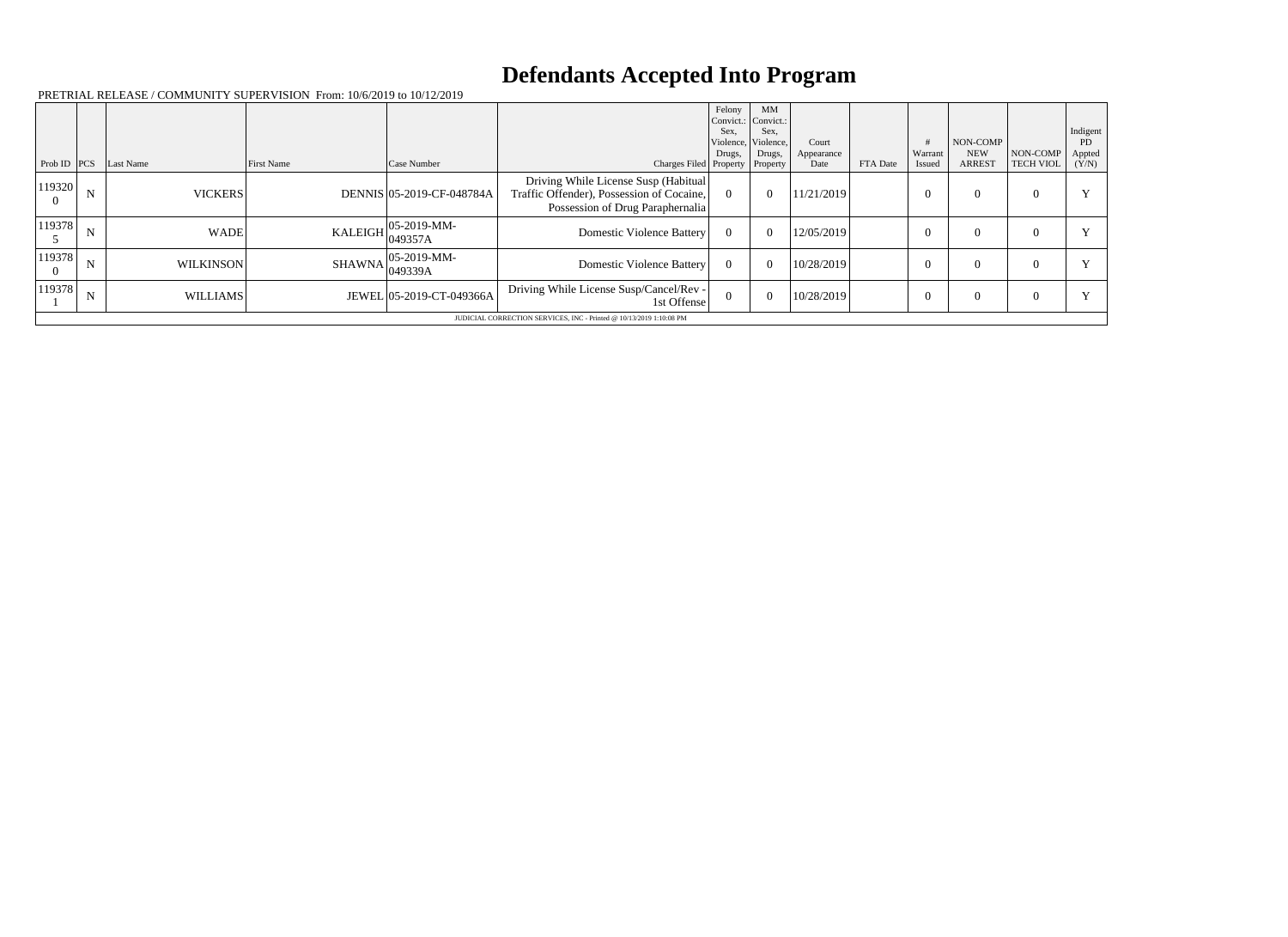# Defendants Accepted Into Program

PRETRIAL RELEASE / COMMUNITY SUPERVISION From: 10/6/2019 to 10/12/2019

| Prob ID | PCS | Last Name | First Name | Case Number | Charges Filed | Felony Convict.: Sex, Violence, Drugs, Property | MM Convict.: Sex, Violence, Drugs, Property | Court Appearance Date | FTA Date | # Warrant Issued | NON-COMP NEW ARREST | NON-COMP TECH VIOL | Indigent PD Appted (Y/N) |
|---|---|---|---|---|---|---|---|---|---|---|---|---|---|
| 1193200 | N | VICKERS | DENNIS | 05-2019-CF-048784A | Driving While License Susp (Habitual Traffic Offender), Possession of Cocaine, Possession of Drug Paraphernalia | 0 | 0 | 11/21/2019 | | 0 | 0 | 0 | Y |
| 1193785 | N | WADE | KALEIGH | 05-2019-MM-049357A | Domestic Violence Battery | 0 | 0 | 12/05/2019 | | 0 | 0 | 0 | Y |
| 1193780 | N | WILKINSON | SHAWNA | 05-2019-MM-049339A | Domestic Violence Battery | 0 | 0 | 10/28/2019 | | 0 | 0 | 0 | Y |
| 1193781 | N | WILLIAMS | JEWEL | 05-2019-CT-049366A | Driving While License Susp/Cancel/Rev - 1st Offense | 0 | 0 | 10/28/2019 | | 0 | 0 | 0 | Y |

JUDICIAL CORRECTION SERVICES, INC - Printed @ 10/13/2019 1:10:08 PM